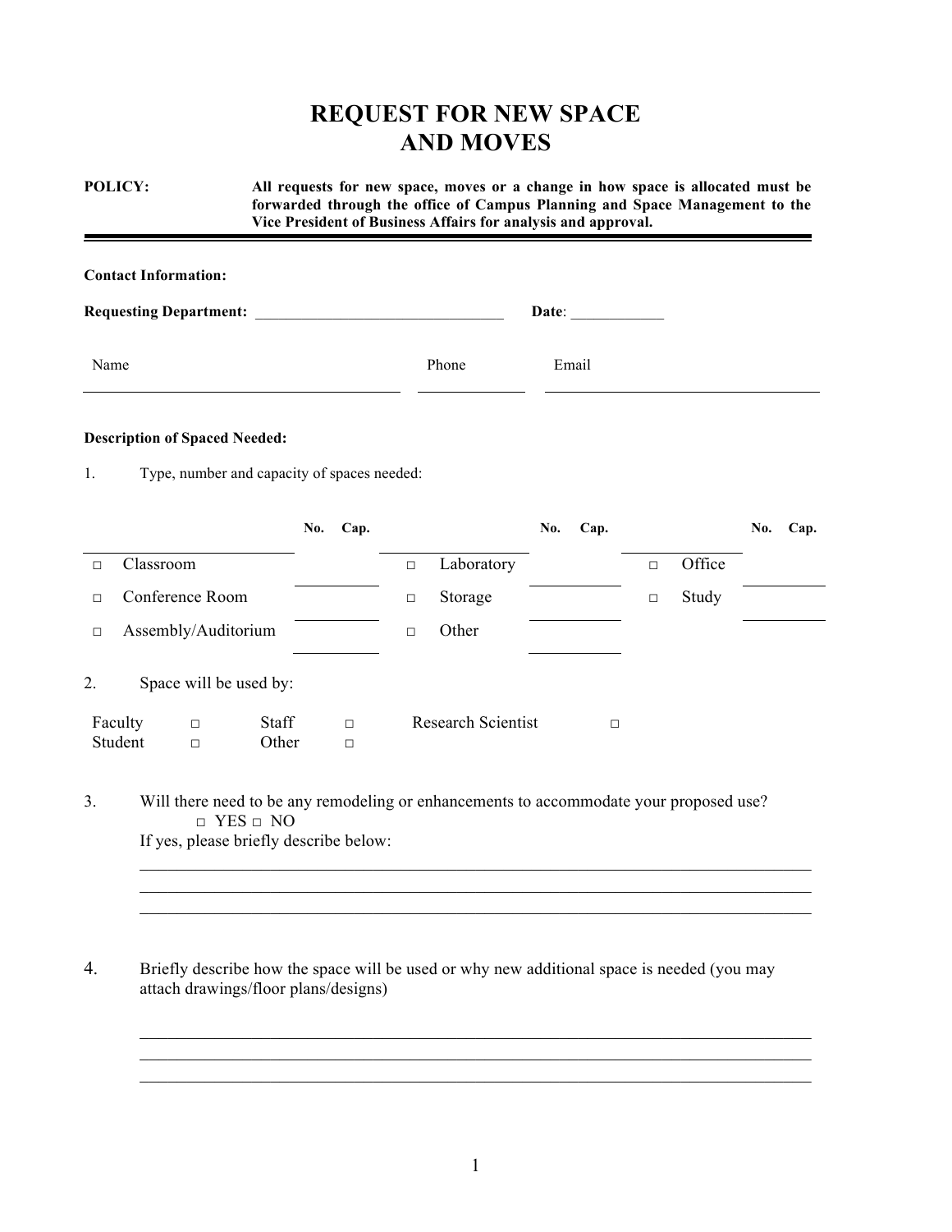# REQUEST FOR NEW SPACE
# AND MOVES

**POLICY:** **All requests for new space, moves or a change in how space is allocated must be forwarded through the office of Campus Planning and Space Management to the Vice President of Business Affairs for analysis and approval.**

---

**Contact Information:**

**Requesting Department:** ________________________________ **Date**: ____________

Name ________________________________ Phone ______________ Email ________________________________

**Description of Spaced Needed:**

1. Type, number and capacity of spaces needed:

| | No. | Cap. | | No. | Cap. | | No. | Cap. |
|---|---|---|---|---|---|---|---|---|
| □ Classroom | | | □ Laboratory | | | □ Office | | |
| □ Conference Room | | | □ Storage | | | □ Study | | |
| □ Assembly/Auditorium | | | □ Other | | | | | |

2. Space will be used by:

Faculty □ Staff □ Research Scientist □
Student □ Other □

3. Will there need to be any remodeling or enhancements to accommodate your proposed use?
□ YES □ NO
If yes, please briefly describe below:

______________________________________________________________________________
______________________________________________________________________________
______________________________________________________________________________

4. Briefly describe how the space will be used or why new additional space is needed (you may attach drawings/floor plans/designs)

______________________________________________________________________________
______________________________________________________________________________
______________________________________________________________________________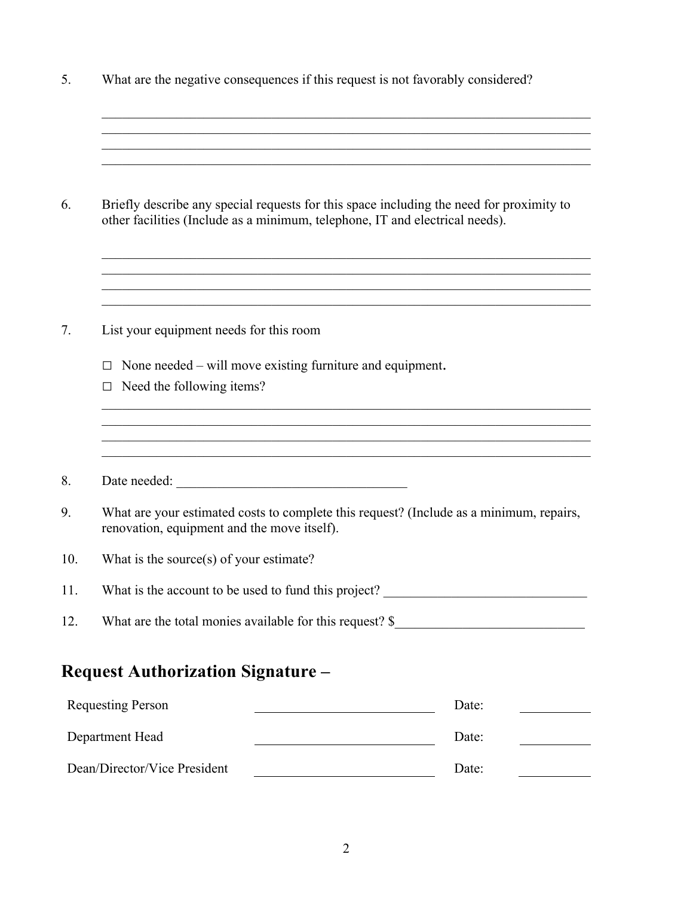5. What are the negative consequences if this request is not favorably considered?

____________________________________________________________________________
____________________________________________________________________________
____________________________________________________________________________
____________________________________________________________________________

6. Briefly describe any special requests for this space including the need for proximity to other facilities (Include as a minimum, telephone, IT and electrical needs).

____________________________________________________________________________
____________________________________________________________________________
____________________________________________________________________________
____________________________________________________________________________

7. List your equipment needs for this room

   □ None needed – will move existing furniture and equipment.

   □ Need the following items?

____________________________________________________________________________
____________________________________________________________________________
____________________________________________________________________________
____________________________________________________________________________

8. Date needed: ___________________________________

9. What are your estimated costs to complete this request? (Include as a minimum, repairs, renovation, equipment and the move itself).

10. What is the source(s) of your estimate?

11. What is the account to be used to fund this project? ______________________________

12. What are the total monies available for this request? $___________________________

## Request Authorization Signature –

| | | | |
|---|---|---|---|
| Requesting Person | ___________________________ | Date: | __________ |
| Department Head | ___________________________ | Date: | __________ |
| Dean/Director/Vice President | ___________________________ | Date: | __________ |